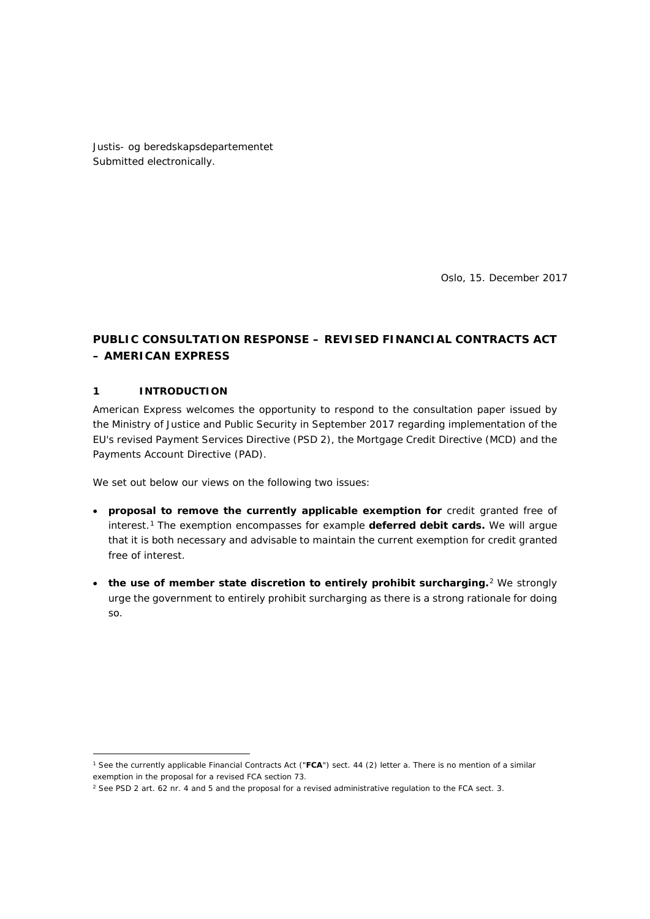Justis- og beredskapsdepartementet
Submitted electronically.

Oslo, 15. December 2017

## PUBLIC CONSULTATION RESPONSE – REVISED FINANCIAL CONTRACTS ACT – AMERICAN EXPRESS

### 1 INTRODUCTION

American Express welcomes the opportunity to respond to the consultation paper issued by the Ministry of Justice and Public Security in September 2017 regarding implementation of the EU's revised Payment Services Directive (PSD 2), the Mortgage Credit Directive (MCD) and the Payments Account Directive (PAD).

We set out below our views on the following two issues:

- **proposal to remove the currently applicable exemption for** credit granted free of interest.[1] The exemption encompasses for example **deferred debit cards.** We will argue that it is both necessary and advisable to maintain the current exemption for credit granted free of interest.
- **the use of member state discretion to entirely prohibit surcharging.**[2] We strongly urge the government to entirely prohibit surcharging as there is a strong rationale for doing so.

[1] See the currently applicable Financial Contracts Act ("**FCA**") sect. 44 (2) letter a. There is no mention of a similar exemption in the proposal for a revised FCA section 73.

[2] See PSD 2 art. 62 nr. 4 and 5 and the proposal for a revised administrative regulation to the FCA sect. 3.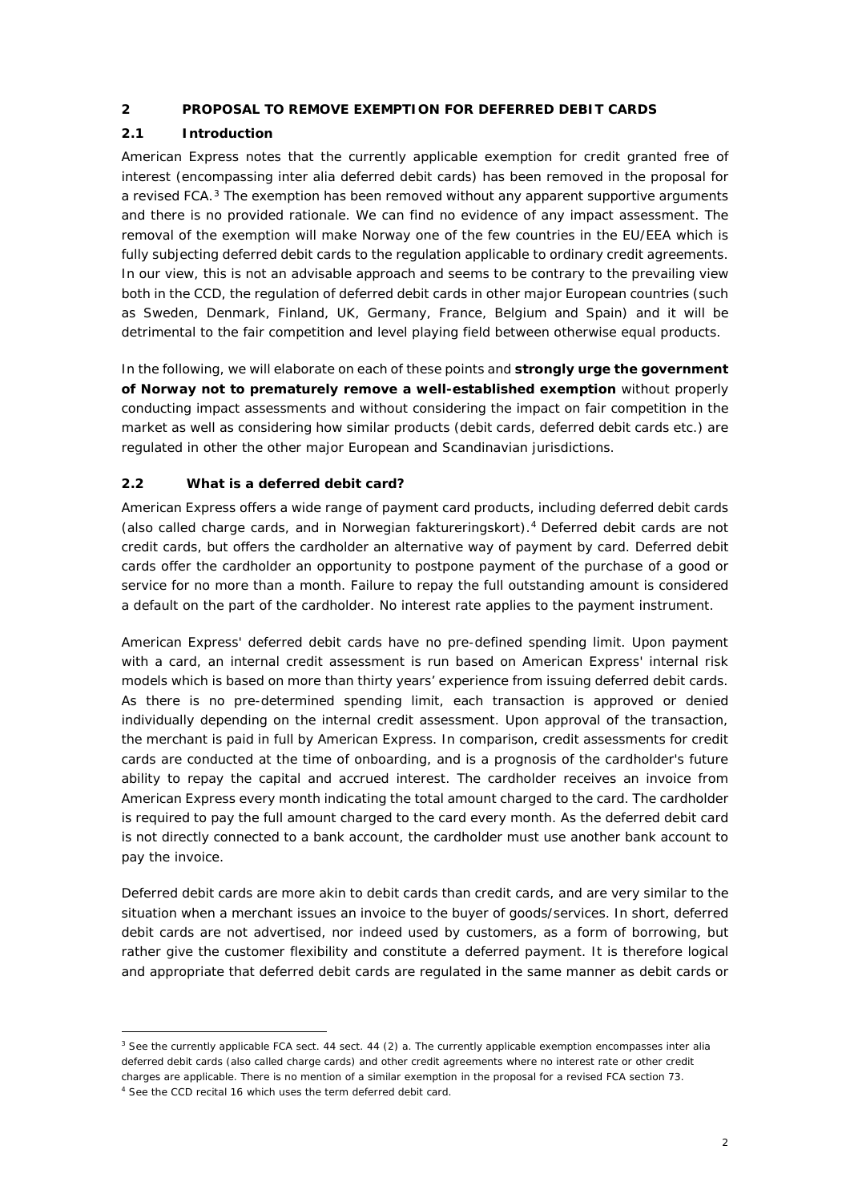## 2 PROPOSAL TO REMOVE EXEMPTION FOR DEFERRED DEBIT CARDS

### 2.1 Introduction

American Express notes that the currently applicable exemption for credit granted free of interest (encompassing inter alia deferred debit cards) has been removed in the proposal for a revised FCA.[3] The exemption has been removed without any apparent supportive arguments and there is no provided rationale. We can find no evidence of any impact assessment. The removal of the exemption will make Norway one of the few countries in the EU/EEA which is fully subjecting deferred debit cards to the regulation applicable to ordinary credit agreements. In our view, this is not an advisable approach and seems to be contrary to the prevailing view both in the CCD, the regulation of deferred debit cards in other major European countries (such as Sweden, Denmark, Finland, UK, Germany, France, Belgium and Spain) and it will be detrimental to the fair competition and level playing field between otherwise equal products.

In the following, we will elaborate on each of these points and **strongly urge the government of Norway not to prematurely remove a well-established exemption** without properly conducting impact assessments and without considering the impact on fair competition in the market as well as considering how similar products (debit cards, deferred debit cards etc.) are regulated in other the other major European and Scandinavian jurisdictions.

### 2.2 What is a deferred debit card?

American Express offers a wide range of payment card products, including deferred debit cards (also called charge cards, and in Norwegian faktureringskort).[4] Deferred debit cards are not credit cards, but offers the cardholder an alternative way of payment by card. Deferred debit cards offer the cardholder an opportunity to postpone payment of the purchase of a good or service for no more than a month. Failure to repay the full outstanding amount is considered a default on the part of the cardholder. No interest rate applies to the payment instrument.

American Express' deferred debit cards have no pre-defined spending limit. Upon payment with a card, an internal credit assessment is run based on American Express' internal risk models which is based on more than thirty years' experience from issuing deferred debit cards. As there is no pre-determined spending limit, each transaction is approved or denied individually depending on the internal credit assessment. Upon approval of the transaction, the merchant is paid in full by American Express. In comparison, credit assessments for credit cards are conducted at the time of onboarding, and is a prognosis of the cardholder's future ability to repay the capital and accrued interest. The cardholder receives an invoice from American Express every month indicating the total amount charged to the card. The cardholder is required to pay the full amount charged to the card every month. As the deferred debit card is not directly connected to a bank account, the cardholder must use another bank account to pay the invoice.

Deferred debit cards are more akin to debit cards than credit cards, and are very similar to the situation when a merchant issues an invoice to the buyer of goods/services. In short, deferred debit cards are not advertised, nor indeed used by customers, as a form of borrowing, but rather give the customer flexibility and constitute a deferred payment. It is therefore logical and appropriate that deferred debit cards are regulated in the same manner as debit cards or

---

[3] See the currently applicable FCA sect. 44 sect. 44 (2) a. The currently applicable exemption encompasses inter alia deferred debit cards (also called charge cards) and other credit agreements where no interest rate or other credit charges are applicable. There is no mention of a similar exemption in the proposal for a revised FCA section 73.

[4] See the CCD recital 16 which uses the term deferred debit card.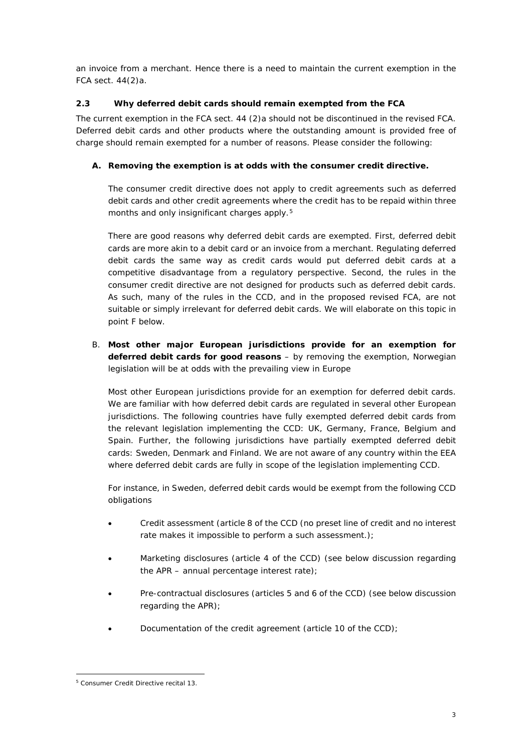an invoice from a merchant. Hence there is a need to maintain the current exemption in the FCA sect. 44(2)a.

### 2.3 Why deferred debit cards should remain exempted from the FCA

The current exemption in the FCA sect. 44 (2)a should not be discontinued in the revised FCA. Deferred debit cards and other products where the outstanding amount is provided free of charge should remain exempted for a number of reasons. Please consider the following:

**A. Removing the exemption is at odds with the consumer credit directive.**

The consumer credit directive does not apply to credit agreements such as deferred debit cards and other credit agreements where the credit has to be repaid within three months and only insignificant charges apply.[5]

There are good reasons why deferred debit cards are exempted. First, deferred debit cards are more akin to a debit card or an invoice from a merchant. Regulating deferred debit cards the same way as credit cards would put deferred debit cards at a competitive disadvantage from a regulatory perspective. Second, the rules in the consumer credit directive are not designed for products such as deferred debit cards. As such, many of the rules in the CCD, and in the proposed revised FCA, are not suitable or simply irrelevant for deferred debit cards. We will elaborate on this topic in point F below.

B. **Most other major European jurisdictions provide for an exemption for deferred debit cards for good reasons** – by removing the exemption, Norwegian legislation will be at odds with the prevailing view in Europe

Most other European jurisdictions provide for an exemption for deferred debit cards. We are familiar with how deferred debit cards are regulated in several other European jurisdictions. The following countries have fully exempted deferred debit cards from the relevant legislation implementing the CCD: UK, Germany, France, Belgium and Spain. Further, the following jurisdictions have partially exempted deferred debit cards: Sweden, Denmark and Finland. We are not aware of any country within the EEA where deferred debit cards are fully in scope of the legislation implementing CCD.

For instance, in Sweden, deferred debit cards would be exempt from the following CCD obligations

- Credit assessment (article 8 of the CCD (no preset line of credit and no interest rate makes it impossible to perform a such assessment.);
- Marketing disclosures (article 4 of the CCD) (see below discussion regarding the APR – annual percentage interest rate);
- Pre-contractual disclosures (articles 5 and 6 of the CCD) (see below discussion regarding the APR);
- Documentation of the credit agreement (article 10 of the CCD);

---

[5] Consumer Credit Directive recital 13.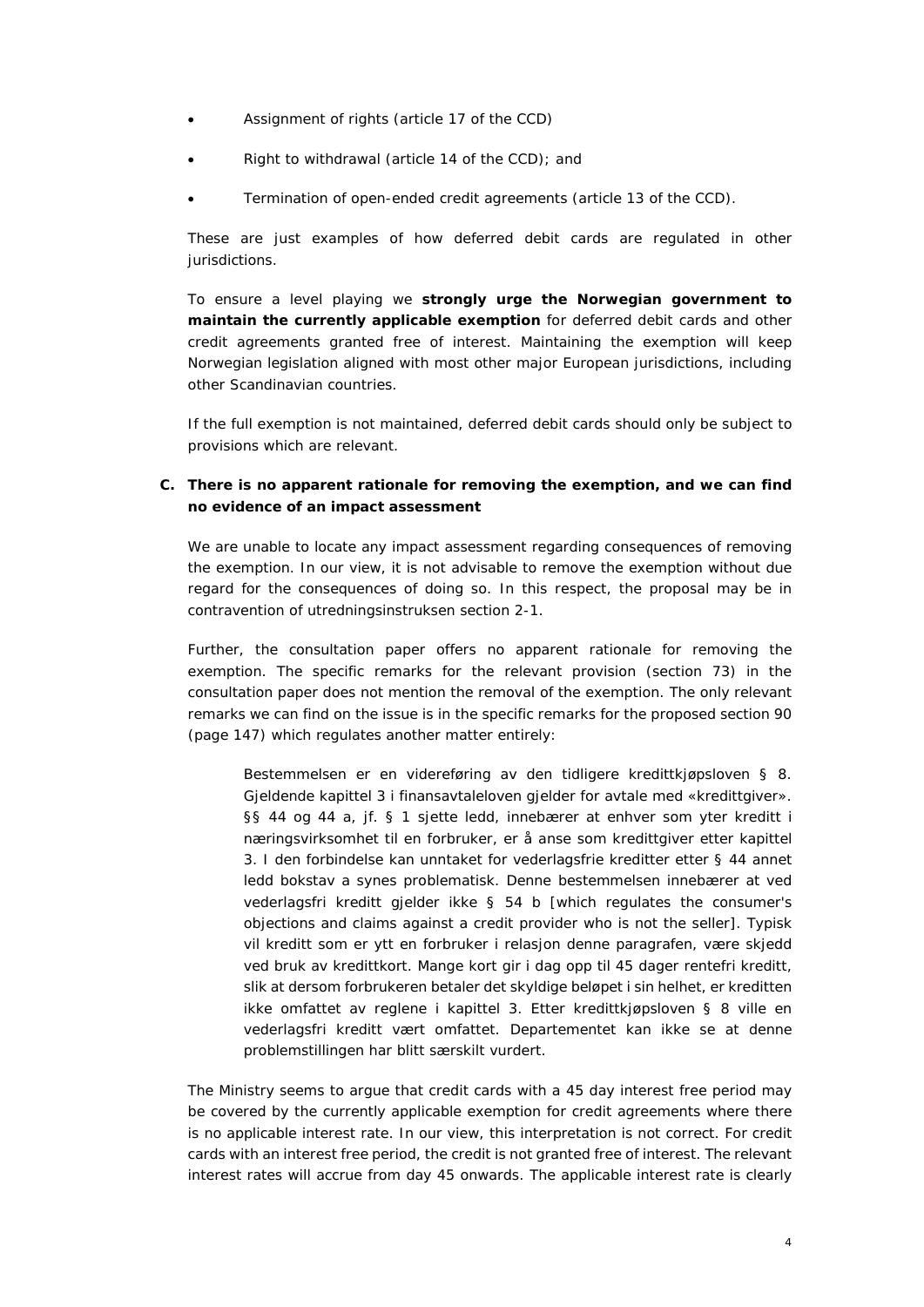- Assignment of rights (article 17 of the CCD)
- Right to withdrawal (article 14 of the CCD); and
- Termination of open-ended credit agreements (article 13 of the CCD).

These are just examples of how deferred debit cards are regulated in other jurisdictions.

To ensure a level playing we **strongly urge the Norwegian government to maintain the currently applicable exemption** for deferred debit cards and other credit agreements granted free of interest. Maintaining the exemption will keep Norwegian legislation aligned with most other major European jurisdictions, including other Scandinavian countries.

If the full exemption is not maintained, deferred debit cards should only be subject to provisions which are relevant.

## C. There is no apparent rationale for removing the exemption, and we can find no evidence of an impact assessment

We are unable to locate any impact assessment regarding consequences of removing the exemption. In our view, it is not advisable to remove the exemption without due regard for the consequences of doing so. In this respect, the proposal may be in contravention of utredningsinstruksen section 2-1.

Further, the consultation paper offers no apparent rationale for removing the exemption. The specific remarks for the relevant provision (section 73) in the consultation paper does not mention the removal of the exemption. The only relevant remarks we can find on the issue is in the specific remarks for the proposed section 90 (page 147) which regulates another matter entirely:

> Bestemmelsen er en videreføring av den tidligere kredittkjøpsloven § 8. Gjeldende kapittel 3 i finansavtaleloven gjelder for avtale med «kredittgiver». §§ 44 og 44 a, jf. § 1 sjette ledd, innebærer at enhver som yter kreditt i næringsvirksomhet til en forbruker, er å anse som kredittgiver etter kapittel 3. I den forbindelse kan unntaket for vederlagsfrie kreditter etter § 44 annet ledd bokstav a synes problematisk. Denne bestemmelsen innebærer at ved vederlagsfri kreditt gjelder ikke § 54 b [which regulates the consumer's objections and claims against a credit provider who is not the seller]. Typisk vil kreditt som er ytt en forbruker i relasjon denne paragrafen, være skjedd ved bruk av kredittkort. Mange kort gir i dag opp til 45 dager rentefri kreditt, slik at dersom forbrukeren betaler det skyldige beløpet i sin helhet, er kreditten ikke omfattet av reglene i kapittel 3. Etter kredittkjøpsloven § 8 ville en vederlagsfri kreditt vært omfattet. Departementet kan ikke se at denne problemstillingen har blitt særskilt vurdert.

The Ministry seems to argue that credit cards with a 45 day interest free period may be covered by the currently applicable exemption for credit agreements where there is no applicable interest rate. In our view, this interpretation is not correct. For credit cards with an interest free period, the credit is not granted free of interest. The relevant interest rates will accrue from day 45 onwards. The applicable interest rate is clearly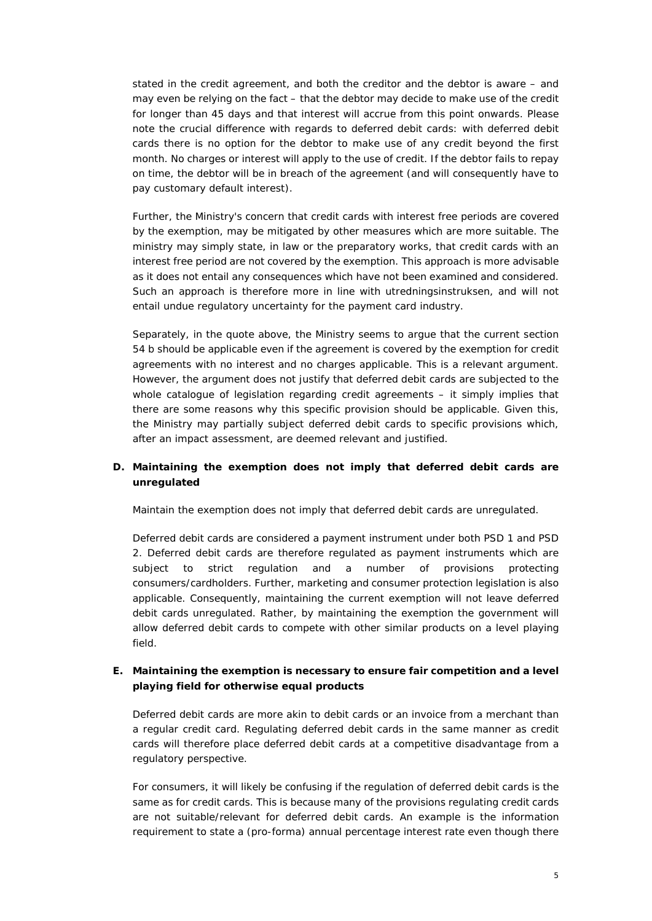stated in the credit agreement, and both the creditor and the debtor is aware – and may even be relying on the fact – that the debtor may decide to make use of the credit for longer than 45 days and that interest will accrue from this point onwards. Please note the crucial difference with regards to deferred debit cards: with deferred debit cards there is no option for the debtor to make use of any credit beyond the first month. No charges or interest will apply to the use of credit. If the debtor fails to repay on time, the debtor will be in breach of the agreement (and will consequently have to pay customary default interest).

Further, the Ministry's concern that credit cards with interest free periods are covered by the exemption, may be mitigated by other measures which are more suitable. The ministry may simply state, in law or the preparatory works, that credit cards with an interest free period are not covered by the exemption. This approach is more advisable as it does not entail any consequences which have not been examined and considered. Such an approach is therefore more in line with utredningsinstruksen, and will not entail undue regulatory uncertainty for the payment card industry.

Separately, in the quote above, the Ministry seems to argue that the current section 54 b should be applicable even if the agreement is covered by the exemption for credit agreements with no interest and no charges applicable. This is a relevant argument. However, the argument does not justify that deferred debit cards are subjected to the whole catalogue of legislation regarding credit agreements – it simply implies that there are some reasons why this specific provision should be applicable. Given this, the Ministry may partially subject deferred debit cards to specific provisions which, after an impact assessment, are deemed relevant and justified.

**D. Maintaining the exemption does not imply that deferred debit cards are unregulated**

Maintain the exemption does not imply that deferred debit cards are unregulated.

Deferred debit cards are considered a payment instrument under both PSD 1 and PSD 2. Deferred debit cards are therefore regulated as payment instruments which are subject to strict regulation and a number of provisions protecting consumers/cardholders. Further, marketing and consumer protection legislation is also applicable. Consequently, maintaining the current exemption will not leave deferred debit cards unregulated. Rather, by maintaining the exemption the government will allow deferred debit cards to compete with other similar products on a level playing field.

**E. Maintaining the exemption is necessary to ensure fair competition and a level playing field for otherwise equal products**

Deferred debit cards are more akin to debit cards or an invoice from a merchant than a regular credit card. Regulating deferred debit cards in the same manner as credit cards will therefore place deferred debit cards at a competitive disadvantage from a regulatory perspective.

For consumers, it will likely be confusing if the regulation of deferred debit cards is the same as for credit cards. This is because many of the provisions regulating credit cards are not suitable/relevant for deferred debit cards. An example is the information requirement to state a (pro-forma) annual percentage interest rate even though there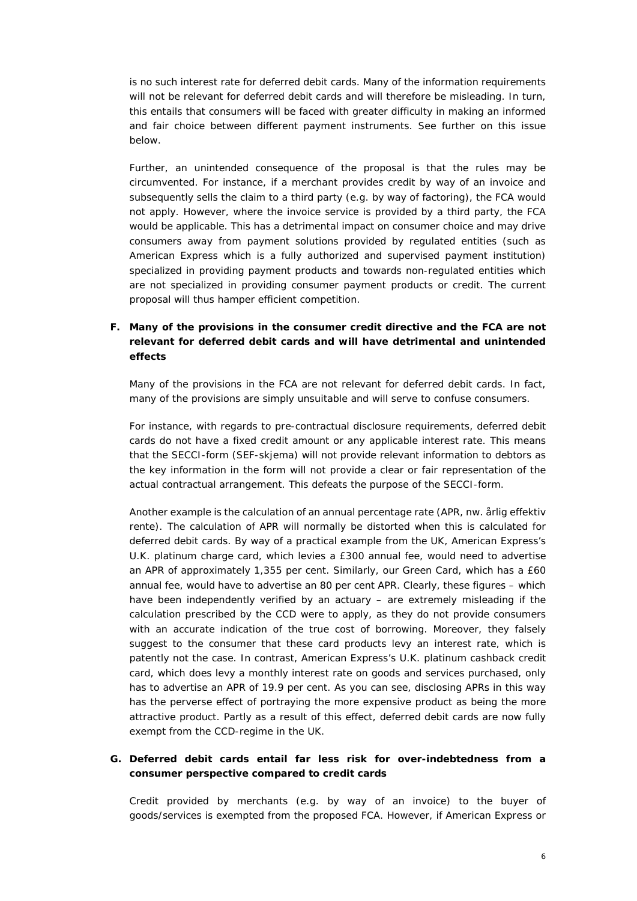is no such interest rate for deferred debit cards. Many of the information requirements will not be relevant for deferred debit cards and will therefore be misleading. In turn, this entails that consumers will be faced with greater difficulty in making an informed and fair choice between different payment instruments. See further on this issue below.

Further, an unintended consequence of the proposal is that the rules may be circumvented. For instance, if a merchant provides credit by way of an invoice and subsequently sells the claim to a third party (e.g. by way of factoring), the FCA would not apply. However, where the invoice service is provided by a third party, the FCA would be applicable. This has a detrimental impact on consumer choice and may drive consumers away from payment solutions provided by regulated entities (such as American Express which is a fully authorized and supervised payment institution) specialized in providing payment products and towards non-regulated entities which are not specialized in providing consumer payment products or credit. The current proposal will thus hamper efficient competition.

**F. Many of the provisions in the consumer credit directive and the FCA are not relevant for deferred debit cards and will have detrimental and unintended effects**

Many of the provisions in the FCA are not relevant for deferred debit cards. In fact, many of the provisions are simply unsuitable and will serve to confuse consumers.

For instance, with regards to pre-contractual disclosure requirements, deferred debit cards do not have a fixed credit amount or any applicable interest rate. This means that the SECCI-form (SEF-skjema) will not provide relevant information to debtors as the key information in the form will not provide a clear or fair representation of the actual contractual arrangement. This defeats the purpose of the SECCI-form.

Another example is the calculation of an annual percentage rate (APR, nw. årlig effektiv rente). The calculation of APR will normally be distorted when this is calculated for deferred debit cards. By way of a practical example from the UK, American Express's U.K. platinum charge card, which levies a £300 annual fee, would need to advertise an APR of approximately 1,355 per cent. Similarly, our Green Card, which has a £60 annual fee, would have to advertise an 80 per cent APR. Clearly, these figures – which have been independently verified by an actuary – are extremely misleading if the calculation prescribed by the CCD were to apply, as they do not provide consumers with an accurate indication of the true cost of borrowing. Moreover, they falsely suggest to the consumer that these card products levy an interest rate, which is patently not the case. In contrast, American Express's U.K. platinum cashback credit card, which does levy a monthly interest rate on goods and services purchased, only has to advertise an APR of 19.9 per cent. As you can see, disclosing APRs in this way has the perverse effect of portraying the more expensive product as being the more attractive product. Partly as a result of this effect, deferred debit cards are now fully exempt from the CCD-regime in the UK.

**G. Deferred debit cards entail far less risk for over-indebtedness from a consumer perspective compared to credit cards**

Credit provided by merchants (e.g. by way of an invoice) to the buyer of goods/services is exempted from the proposed FCA. However, if American Express or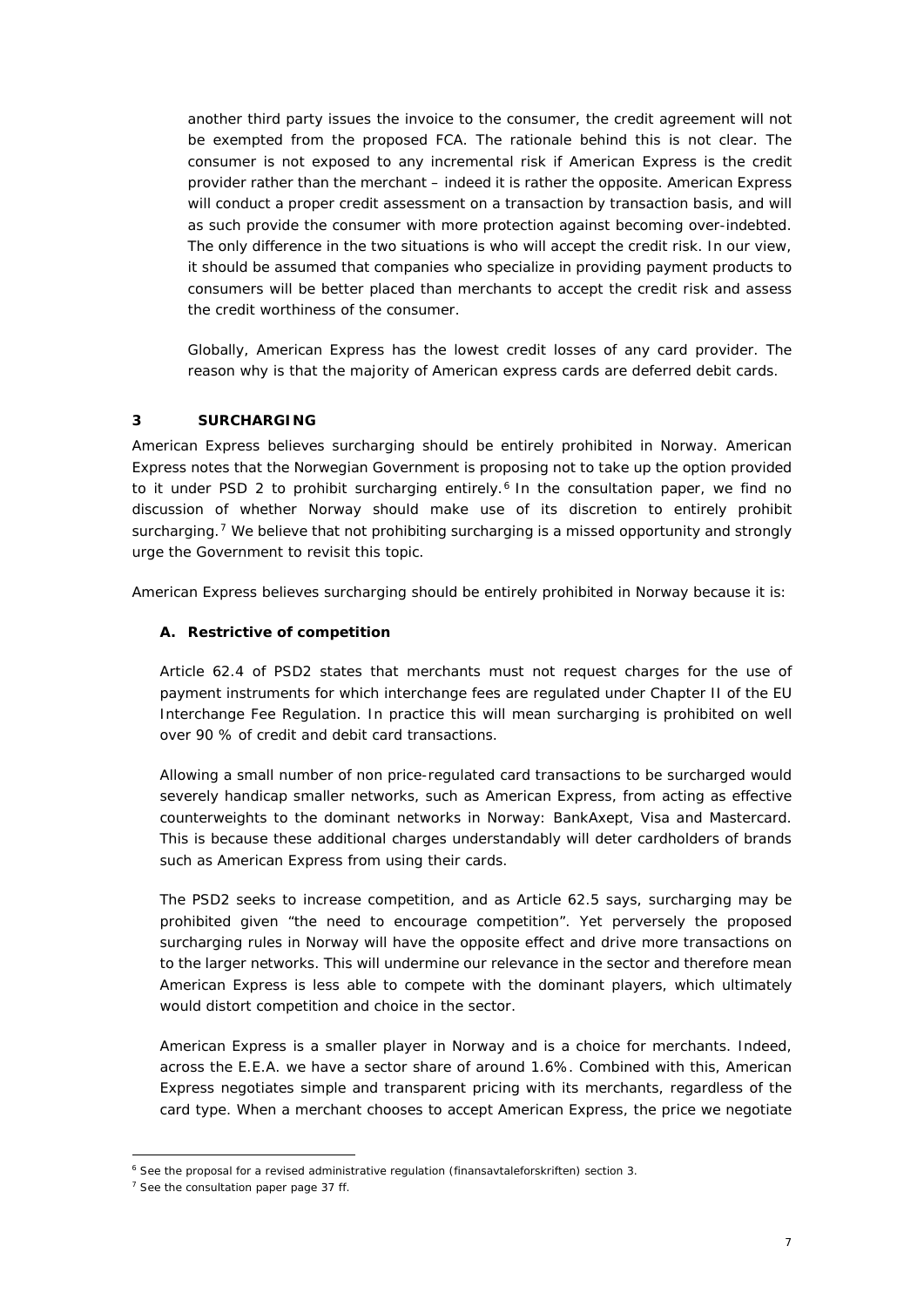another third party issues the invoice to the consumer, the credit agreement will not be exempted from the proposed FCA. The rationale behind this is not clear. The consumer is not exposed to any incremental risk if American Express is the credit provider rather than the merchant – indeed it is rather the opposite. American Express will conduct a proper credit assessment on a transaction by transaction basis, and will as such provide the consumer with more protection against becoming over-indebted. The only difference in the two situations is who will accept the credit risk. In our view, it should be assumed that companies who specialize in providing payment products to consumers will be better placed than merchants to accept the credit risk and assess the credit worthiness of the consumer.

Globally, American Express has the lowest credit losses of any card provider. The reason why is that the majority of American express cards are deferred debit cards.

## 3 SURCHARGING

American Express believes surcharging should be entirely prohibited in Norway. American Express notes that the Norwegian Government is proposing not to take up the option provided to it under PSD 2 to prohibit surcharging entirely.[6] In the consultation paper, we find no discussion of whether Norway should make use of its discretion to entirely prohibit surcharging.[7] We believe that not prohibiting surcharging is a missed opportunity and strongly urge the Government to revisit this topic.

American Express believes surcharging should be entirely prohibited in Norway because it is:

### A. Restrictive of competition

Article 62.4 of PSD2 states that merchants must not request charges for the use of payment instruments for which interchange fees are regulated under Chapter II of the EU Interchange Fee Regulation. In practice this will mean surcharging is prohibited on well over 90 % of credit and debit card transactions.

Allowing a small number of non price-regulated card transactions to be surcharged would severely handicap smaller networks, such as American Express, from acting as effective counterweights to the dominant networks in Norway: BankAxept, Visa and Mastercard. This is because these additional charges understandably will deter cardholders of brands such as American Express from using their cards.

The PSD2 seeks to increase competition, and as Article 62.5 says, surcharging may be prohibited given "the need to encourage competition". Yet perversely the proposed surcharging rules in Norway will have the opposite effect and drive more transactions on to the larger networks. This will undermine our relevance in the sector and therefore mean American Express is less able to compete with the dominant players, which ultimately would distort competition and choice in the sector.

American Express is a smaller player in Norway and is a choice for merchants. Indeed, across the E.E.A. we have a sector share of around 1.6%. Combined with this, American Express negotiates simple and transparent pricing with its merchants, regardless of the card type. When a merchant chooses to accept American Express, the price we negotiate

---

[6] See the proposal for a revised administrative regulation (finansavtaleforskriften) section 3.

[7] See the consultation paper page 37 ff.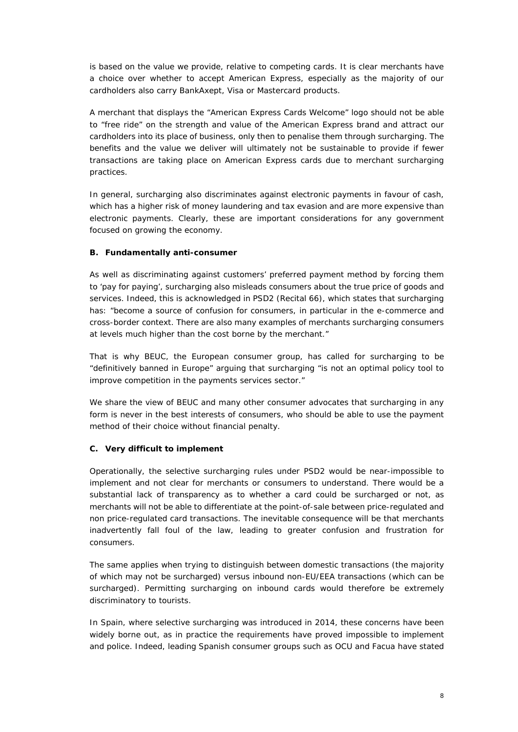is based on the value we provide, relative to competing cards. It is clear merchants have a choice over whether to accept American Express, especially as the majority of our cardholders also carry BankAxept, Visa or Mastercard products.

A merchant that displays the "American Express Cards Welcome" logo should not be able to "free ride" on the strength and value of the American Express brand and attract our cardholders into its place of business, only then to penalise them through surcharging. The benefits and the value we deliver will ultimately not be sustainable to provide if fewer transactions are taking place on American Express cards due to merchant surcharging practices.

In general, surcharging also discriminates against electronic payments in favour of cash, which has a higher risk of money laundering and tax evasion and are more expensive than electronic payments. Clearly, these are important considerations for any government focused on growing the economy.

**B. Fundamentally anti-consumer**

As well as discriminating against customers' preferred payment method by forcing them to 'pay for paying', surcharging also misleads consumers about the true price of goods and services. Indeed, this is acknowledged in PSD2 (Recital 66), which states that surcharging has: "become a source of confusion for consumers, in particular in the e-commerce and cross-border context. There are also many examples of merchants surcharging consumers at levels much higher than the cost borne by the merchant."

That is why BEUC, the European consumer group, has called for surcharging to be "definitively banned in Europe" arguing that surcharging "is not an optimal policy tool to improve competition in the payments services sector."

We share the view of BEUC and many other consumer advocates that surcharging in any form is never in the best interests of consumers, who should be able to use the payment method of their choice without financial penalty.

**C. Very difficult to implement**

Operationally, the selective surcharging rules under PSD2 would be near-impossible to implement and not clear for merchants or consumers to understand. There would be a substantial lack of transparency as to whether a card could be surcharged or not, as merchants will not be able to differentiate at the point-of-sale between price-regulated and non price-regulated card transactions. The inevitable consequence will be that merchants inadvertently fall foul of the law, leading to greater confusion and frustration for consumers.

The same applies when trying to distinguish between domestic transactions (the majority of which may not be surcharged) versus inbound non-EU/EEA transactions (which can be surcharged). Permitting surcharging on inbound cards would therefore be extremely discriminatory to tourists.

In Spain, where selective surcharging was introduced in 2014, these concerns have been widely borne out, as in practice the requirements have proved impossible to implement and police. Indeed, leading Spanish consumer groups such as OCU and Facua have stated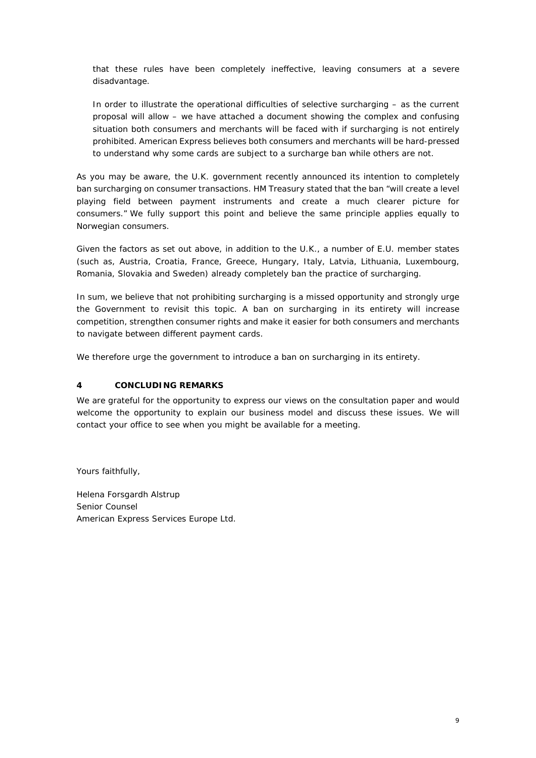that these rules have been completely ineffective, leaving consumers at a severe disadvantage.

In order to illustrate the operational difficulties of selective surcharging – as the current proposal will allow – we have attached a document showing the complex and confusing situation both consumers and merchants will be faced with if surcharging is not entirely prohibited. American Express believes both consumers and merchants will be hard-pressed to understand why some cards are subject to a surcharge ban while others are not.

As you may be aware, the U.K. government recently announced its intention to completely ban surcharging on consumer transactions. HM Treasury stated that the ban "will create a level playing field between payment instruments and create a much clearer picture for consumers." We fully support this point and believe the same principle applies equally to Norwegian consumers.

Given the factors as set out above, in addition to the U.K., a number of E.U. member states (such as, Austria, Croatia, France, Greece, Hungary, Italy, Latvia, Lithuania, Luxembourg, Romania, Slovakia and Sweden) already completely ban the practice of surcharging.

In sum, we believe that not prohibiting surcharging is a missed opportunity and strongly urge the Government to revisit this topic. A ban on surcharging in its entirety will increase competition, strengthen consumer rights and make it easier for both consumers and merchants to navigate between different payment cards.

We therefore urge the government to introduce a ban on surcharging in its entirety.

## 4 CONCLUDING REMARKS

We are grateful for the opportunity to express our views on the consultation paper and would welcome the opportunity to explain our business model and discuss these issues. We will contact your office to see when you might be available for a meeting.

Yours faithfully,

Helena Forsgardh Alstrup
Senior Counsel
American Express Services Europe Ltd.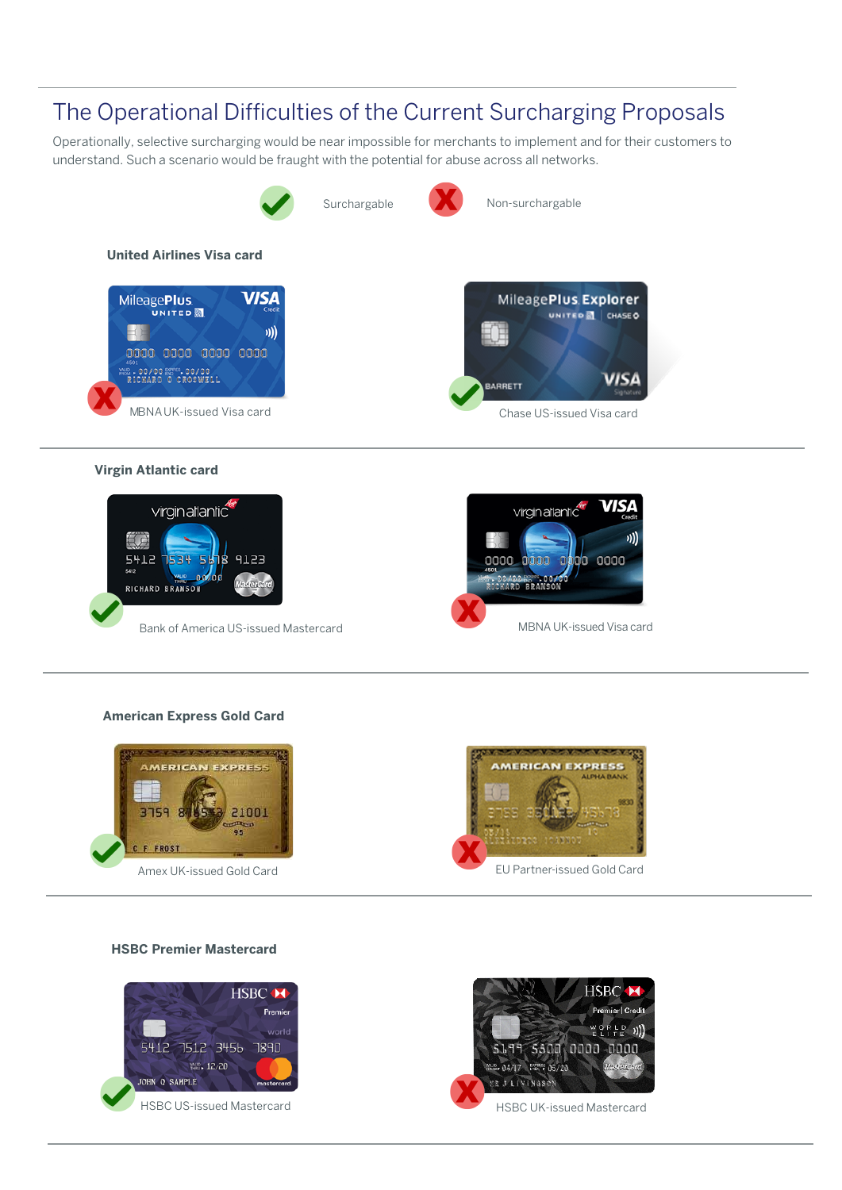## The Operational Difficulties of the Current Surcharging Proposals

Operationally, selective surcharging would be near impossible for merchants to implement and for their customers to understand. Such a scenario would be fraught with the potential for abuse across all networks.

✓ Surchargable ✗ Non-surchargable

**United Airlines Visa card**

✗ MBNA UK-issued Visa card

✓ Chase US-issued Visa card

**Virgin Atlantic card**

✓ Bank of America US-issued Mastercard

✗ MBNA UK-issued Visa card

**American Express Gold Card**

✓ Amex UK-issued Gold Card

✗ EU Partner-issued Gold Card

**HSBC Premier Mastercard**

✓ HSBC US-issued Mastercard

✗ HSBC UK-issued Mastercard